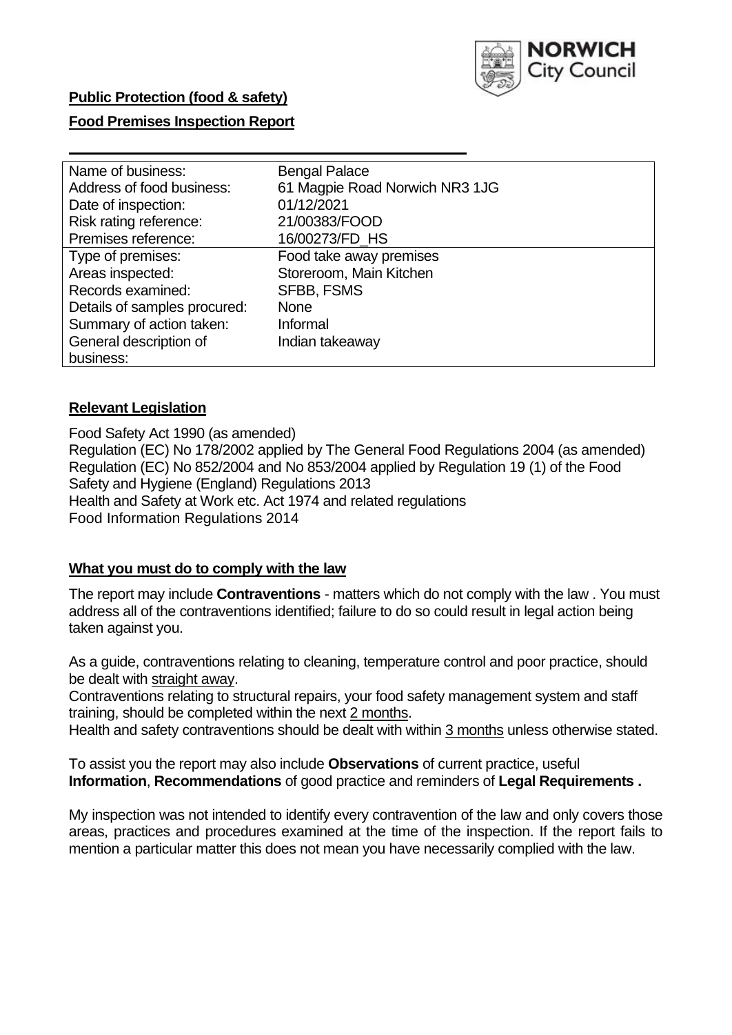**Public Protection (food & safety)**

**Food Premises Inspection Report**

| | |
|---|---|
| Name of business: | Bengal Palace |
| Address of food business: | 61 Magpie Road Norwich NR3 1JG |
| Date of inspection: | 01/12/2021 |
| Risk rating reference: | 21/00383/FOOD |
| Premises reference: | 16/00273/FD_HS |
| Type of premises: | Food take away premises |
| Areas inspected: | Storeroom, Main Kitchen |
| Records examined: | SFBB, FSMS |
| Details of samples procured: | None |
| Summary of action taken: | Informal |
| General description of business: | Indian takeaway |

## **Relevant Legislation**

Food Safety Act 1990 (as amended)
Regulation (EC) No 178/2002 applied by The General Food Regulations 2004 (as amended)
Regulation (EC) No 852/2004 and No 853/2004 applied by Regulation 19 (1) of the Food Safety and Hygiene (England) Regulations 2013
Health and Safety at Work etc. Act 1974 and related regulations
Food Information Regulations 2014

## **What you must do to comply with the law**

The report may include **Contraventions** - matters which do not comply with the law . You must address all of the contraventions identified; failure to do so could result in legal action being taken against you.

As a guide, contraventions relating to cleaning, temperature control and poor practice, should be dealt with straight away.
Contraventions relating to structural repairs, your food safety management system and staff training, should be completed within the next 2 months.
Health and safety contraventions should be dealt with within 3 months unless otherwise stated.

To assist you the report may also include **Observations** of current practice, useful **Information**, **Recommendations** of good practice and reminders of **Legal Requirements .**

My inspection was not intended to identify every contravention of the law and only covers those areas, practices and procedures examined at the time of the inspection. If the report fails to mention a particular matter this does not mean you have necessarily complied with the law.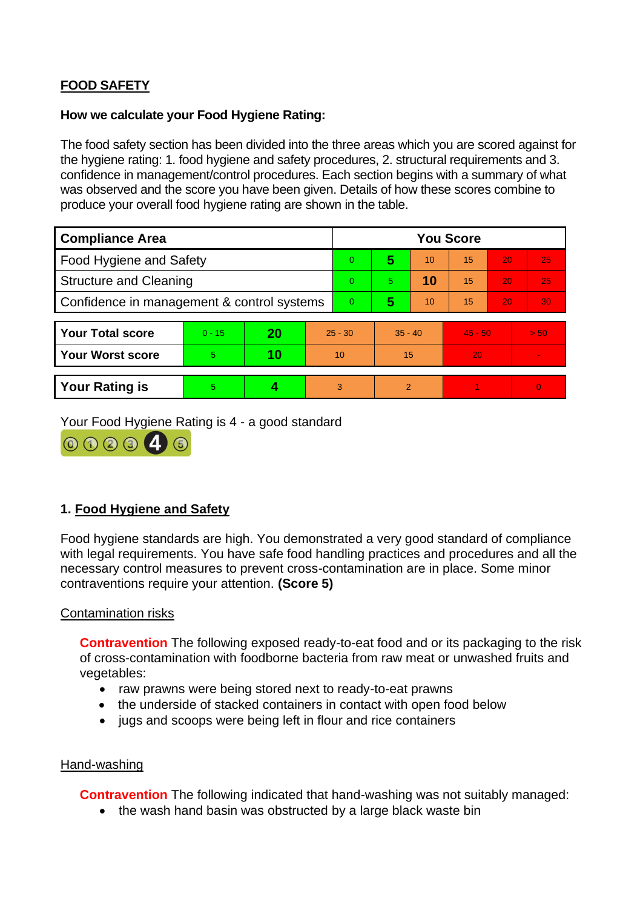## FOOD SAFETY

**How we calculate your Food Hygiene Rating:**

The food safety section has been divided into the three areas which you are scored against for the hygiene rating: 1. food hygiene and safety procedures, 2. structural requirements and 3. confidence in management/control procedures. Each section begins with a summary of what was observed and the score you have been given. Details of how these scores combine to produce your overall food hygiene rating are shown in the table.

| Compliance Area | You Score | | | | | |
|---|---|---|---|---|---|---|
| Food Hygiene and Safety | 0 | **5** | 10 | 15 | 20 | 25 |
| Structure and Cleaning | 0 | 5 | **10** | 15 | 20 | 25 |
| Confidence in management & control systems | 0 | **5** | 10 | 15 | 20 | 30 |

| | | | | | | |
|---|---|---|---|---|---|---|
| **Your Total score** | 0 - 15 | **20** | 25 - 30 | 35 - 40 | 45 - 50 | > 50 |
| **Your Worst score** | 5 | **10** | 10 | 15 | 20 | - |

| | | | | | | |
|---|---|---|---|---|---|---|
| **Your Rating is** | 5 | **4** | 3 | 2 | 1 | 0 |

Your Food Hygiene Rating is 4 - a good standard

### 1. Food Hygiene and Safety

Food hygiene standards are high. You demonstrated a very good standard of compliance with legal requirements. You have safe food handling practices and procedures and all the necessary control measures to prevent cross-contamination are in place. Some minor contraventions require your attention. **(Score 5)**

Contamination risks

**Contravention** The following exposed ready-to-eat food and or its packaging to the risk of cross-contamination with foodborne bacteria from raw meat or unwashed fruits and vegetables:

- raw prawns were being stored next to ready-to-eat prawns
- the underside of stacked containers in contact with open food below
- jugs and scoops were being left in flour and rice containers

Hand-washing

**Contravention** The following indicated that hand-washing was not suitably managed:

- the wash hand basin was obstructed by a large black waste bin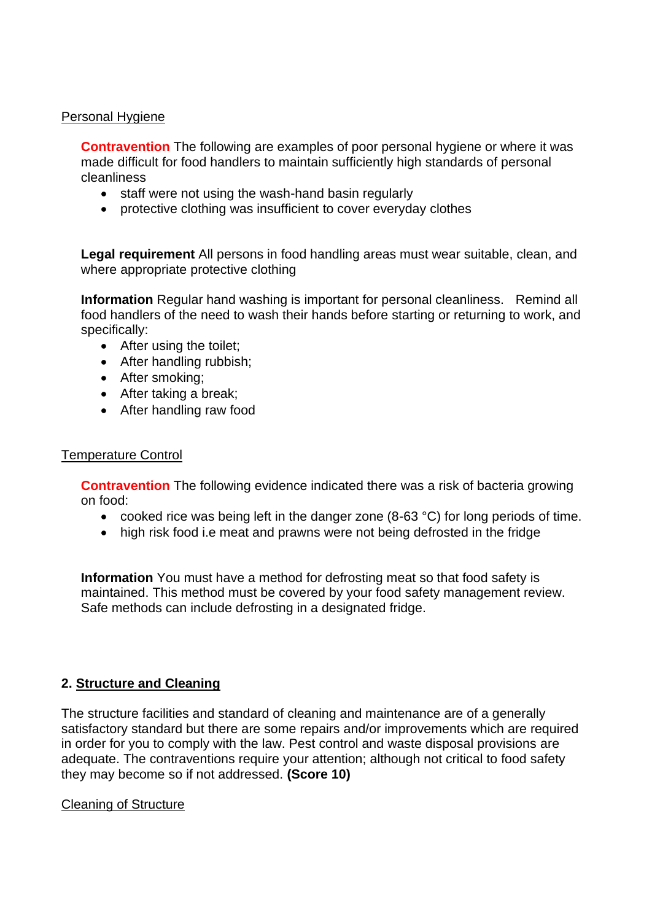Personal Hygiene

**Contravention** The following are examples of poor personal hygiene or where it was made difficult for food handlers to maintain sufficiently high standards of personal cleanliness

- staff were not using the wash-hand basin regularly
- protective clothing was insufficient to cover everyday clothes

**Legal requirement** All persons in food handling areas must wear suitable, clean, and where appropriate protective clothing

**Information** Regular hand washing is important for personal cleanliness. Remind all food handlers of the need to wash their hands before starting or returning to work, and specifically:

- After using the toilet;
- After handling rubbish;
- After smoking;
- After taking a break;
- After handling raw food

Temperature Control

**Contravention** The following evidence indicated there was a risk of bacteria growing on food:

- cooked rice was being left in the danger zone (8-63 °C) for long periods of time.
- high risk food i.e meat and prawns were not being defrosted in the fridge

**Information** You must have a method for defrosting meat so that food safety is maintained. This method must be covered by your food safety management review. Safe methods can include defrosting in a designated fridge.

## 2. Structure and Cleaning

The structure facilities and standard of cleaning and maintenance are of a generally satisfactory standard but there are some repairs and/or improvements which are required in order for you to comply with the law. Pest control and waste disposal provisions are adequate. The contraventions require your attention; although not critical to food safety they may become so if not addressed. **(Score 10)**

Cleaning of Structure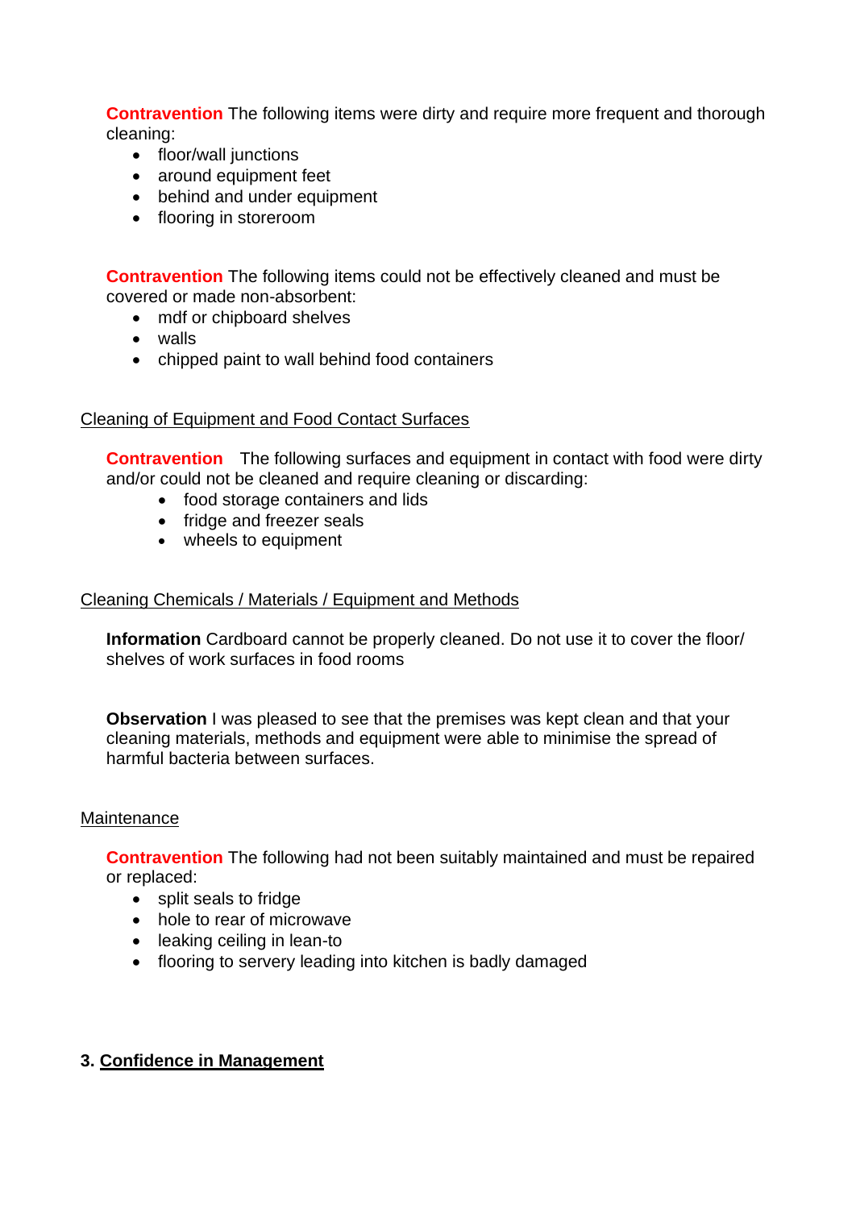**Contravention** The following items were dirty and require more frequent and thorough cleaning:

- floor/wall junctions
- around equipment feet
- behind and under equipment
- flooring in storeroom

**Contravention** The following items could not be effectively cleaned and must be covered or made non-absorbent:

- mdf or chipboard shelves
- walls
- chipped paint to wall behind food containers

Cleaning of Equipment and Food Contact Surfaces

**Contravention** The following surfaces and equipment in contact with food were dirty and/or could not be cleaned and require cleaning or discarding:

- food storage containers and lids
- fridge and freezer seals
- wheels to equipment

Cleaning Chemicals / Materials / Equipment and Methods

**Information** Cardboard cannot be properly cleaned. Do not use it to cover the floor/ shelves of work surfaces in food rooms

**Observation** I was pleased to see that the premises was kept clean and that your cleaning materials, methods and equipment were able to minimise the spread of harmful bacteria between surfaces.

Maintenance

**Contravention** The following had not been suitably maintained and must be repaired or replaced:

- split seals to fridge
- hole to rear of microwave
- leaking ceiling in lean-to
- flooring to servery leading into kitchen is badly damaged

## 3. Confidence in Management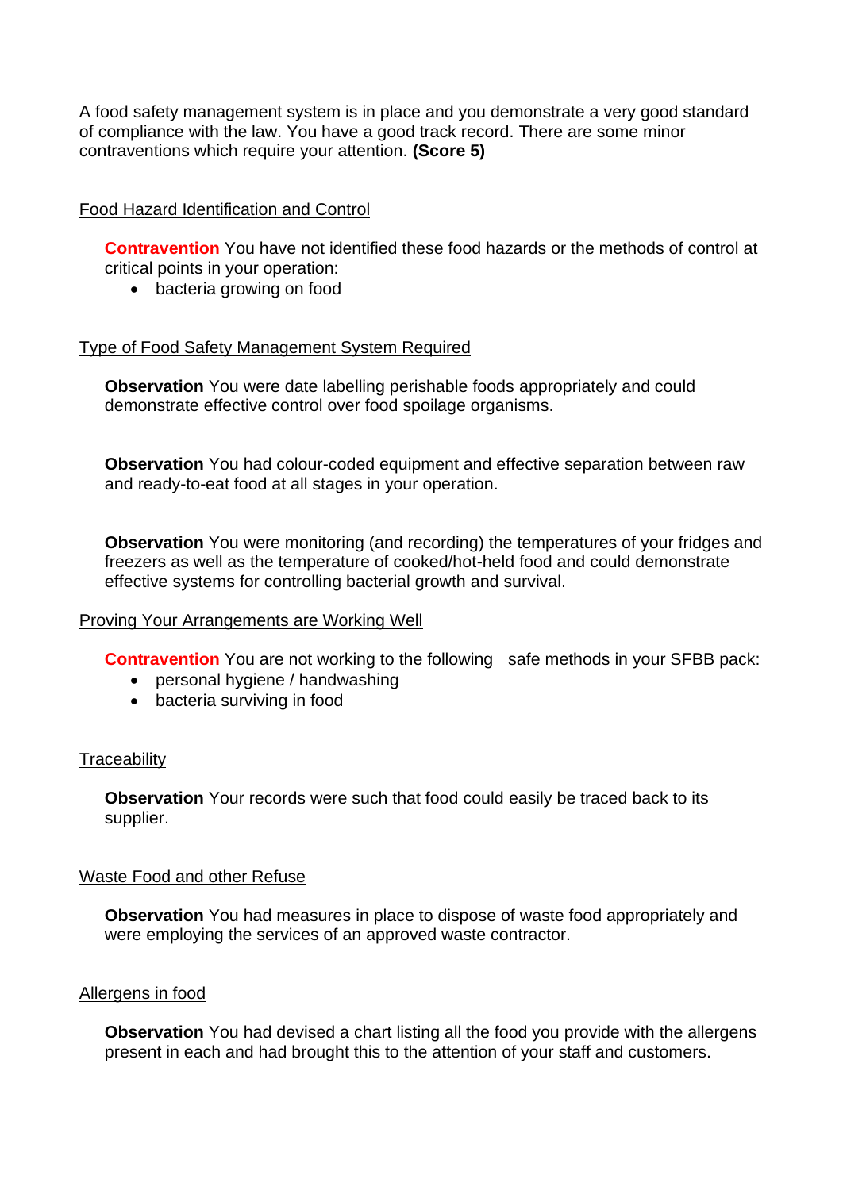A food safety management system is in place and you demonstrate a very good standard of compliance with the law. You have a good track record. There are some minor contraventions which require your attention. **(Score 5)**

Food Hazard Identification and Control

**Contravention** You have not identified these food hazards or the methods of control at critical points in your operation:

- bacteria growing on food

Type of Food Safety Management System Required

**Observation** You were date labelling perishable foods appropriately and could demonstrate effective control over food spoilage organisms.

**Observation** You had colour-coded equipment and effective separation between raw and ready-to-eat food at all stages in your operation.

**Observation** You were monitoring (and recording) the temperatures of your fridges and freezers as well as the temperature of cooked/hot-held food and could demonstrate effective systems for controlling bacterial growth and survival.

Proving Your Arrangements are Working Well

**Contravention** You are not working to the following safe methods in your SFBB pack:

- personal hygiene / handwashing
- bacteria surviving in food

Traceability

**Observation** Your records were such that food could easily be traced back to its supplier.

Waste Food and other Refuse

**Observation** You had measures in place to dispose of waste food appropriately and were employing the services of an approved waste contractor.

Allergens in food

**Observation** You had devised a chart listing all the food you provide with the allergens present in each and had brought this to the attention of your staff and customers.